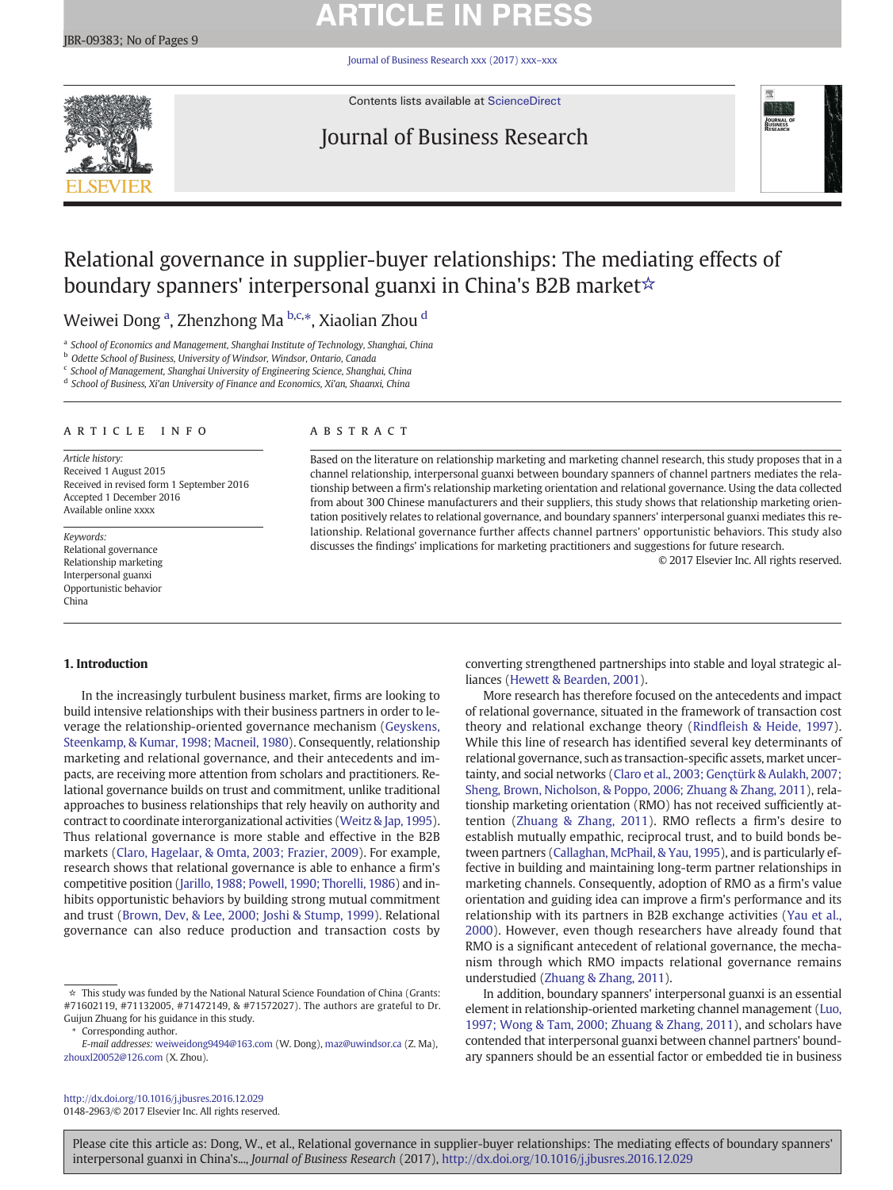# Relational governance in supplier-buyer relationships: The mediating effects of boundary spanners' interpersonal guanxi in China's B2B market☆

Weiwei Dong [a], Zhenzhong Ma [b,c,]*, Xiaolian Zhou [d]

[a] School of Economics and Management, Shanghai Institute of Technology, Shanghai, China
[b] Odette School of Business, University of Windsor, Windsor, Ontario, Canada
[c] School of Management, Shanghai University of Engineering Science, Shanghai, China
[d] School of Business, Xi'an University of Finance and Economics, Xi'an, Shaanxi, China

## ARTICLE INFO

*Article history:*
Received 1 August 2015
Received in revised form 1 September 2016
Accepted 1 December 2016
Available online xxxx

*Keywords:*
Relational governance
Relationship marketing
Interpersonal guanxi
Opportunistic behavior
China

## ABSTRACT

Based on the literature on relationship marketing and marketing channel research, this study proposes that in a channel relationship, interpersonal guanxi between boundary spanners of channel partners mediates the relationship between a firm's relationship marketing orientation and relational governance. Using the data collected from about 300 Chinese manufacturers and their suppliers, this study shows that relationship marketing orientation positively relates to relational governance, and boundary spanners' interpersonal guanxi mediates this relationship. Relational governance further affects channel partners' opportunistic behaviors. This study also discusses the findings' implications for marketing practitioners and suggestions for future research.

© 2017 Elsevier Inc. All rights reserved.

## 1. Introduction

In the increasingly turbulent business market, firms are looking to build intensive relationships with their business partners in order to leverage the relationship-oriented governance mechanism (Geyskens, Steenkamp, & Kumar, 1998; Macneil, 1980). Consequently, relationship marketing and relational governance, and their antecedents and impacts, are receiving more attention from scholars and practitioners. Relational governance builds on trust and commitment, unlike traditional approaches to business relationships that rely heavily on authority and contract to coordinate interorganizational activities (Weitz & Jap, 1995). Thus relational governance is more stable and effective in the B2B markets (Claro, Hagelaar, & Omta, 2003; Frazier, 2009). For example, research shows that relational governance is able to enhance a firm's competitive position (Jarillo, 1988; Powell, 1990; Thorelli, 1986) and inhibits opportunistic behaviors by building strong mutual commitment and trust (Brown, Dev, & Lee, 2000; Joshi & Stump, 1999). Relational governance can also reduce production and transaction costs by converting strengthened partnerships into stable and loyal strategic alliances (Hewett & Bearden, 2001).

More research has therefore focused on the antecedents and impact of relational governance, situated in the framework of transaction cost theory and relational exchange theory (Rindfleish & Heide, 1997). While this line of research has identified several key determinants of relational governance, such as transaction-specific assets, market uncertainty, and social networks (Claro et al., 2003; Gençtürk & Aulakh, 2007; Sheng, Brown, Nicholson, & Poppo, 2006; Zhuang & Zhang, 2011), relationship marketing orientation (RMO) has not received sufficiently attention (Zhuang & Zhang, 2011). RMO reflects a firm's desire to establish mutually empathic, reciprocal trust, and to build bonds between partners (Callaghan, McPhail, & Yau, 1995), and is particularly effective in building and maintaining long-term partner relationships in marketing channels. Consequently, adoption of RMO as a firm's value orientation and guiding idea can improve a firm's performance and its relationship with its partners in B2B exchange activities (Yau et al., 2000). However, even though researchers have already found that RMO is a significant antecedent of relational governance, the mechanism through which RMO impacts relational governance remains understudied (Zhuang & Zhang, 2011).

In addition, boundary spanners' interpersonal guanxi is an essential element in relationship-oriented marketing channel management (Luo, 1997; Wong & Tam, 2000; Zhuang & Zhang, 2011), and scholars have contended that interpersonal guanxi between channel partners' boundary spanners should be an essential factor or embedded tie in business

---

☆ This study was funded by the National Natural Science Foundation of China (Grants: #71602119, #71132005, #71472149, & #71572027). The authors are grateful to Dr. Guijun Zhuang for his guidance in this study.

\* Corresponding author.

*E-mail addresses:* weiweidong9494@163.com (W. Dong), maz@uwindsor.ca (Z. Ma), zhouxl20052@126.com (X. Zhou).

http://dx.doi.org/10.1016/j.jbusres.2016.12.029
0148-2963/© 2017 Elsevier Inc. All rights reserved.

Please cite this article as: Dong, W., et al., Relational governance in supplier-buyer relationships: The mediating effects of boundary spanners' interpersonal guanxi in China's..., *Journal of Business Research* (2017), http://dx.doi.org/10.1016/j.jbusres.2016.12.029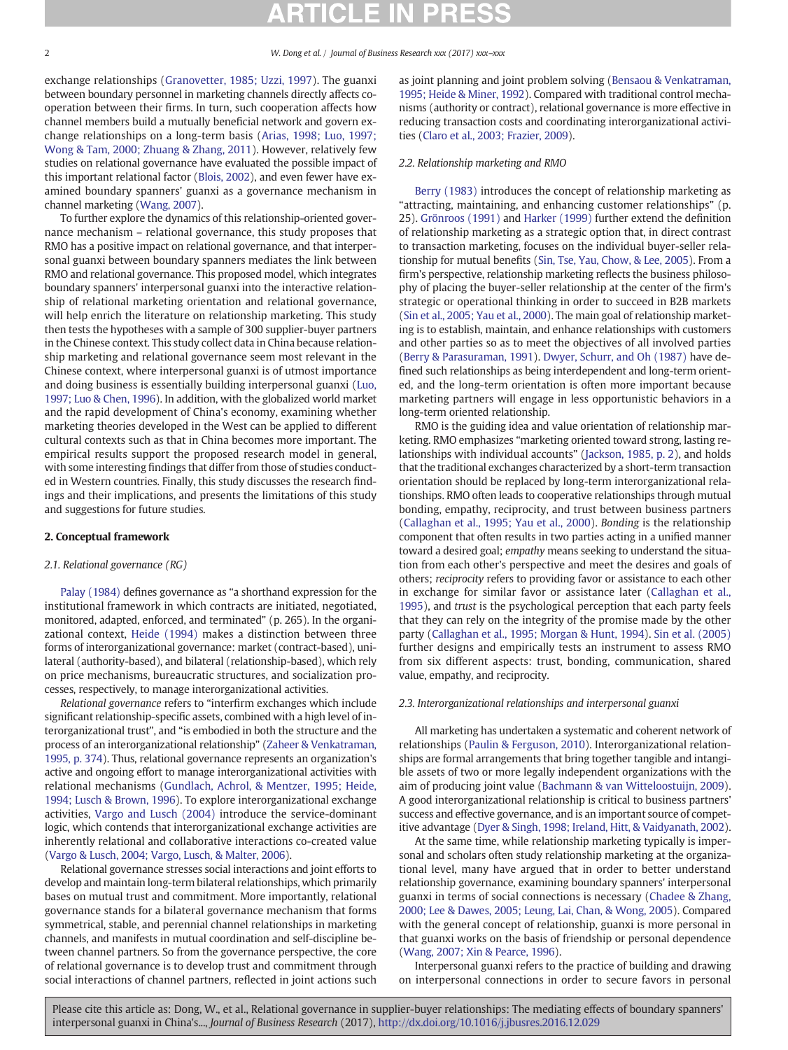exchange relationships (Granovetter, 1985; Uzzi, 1997). The guanxi between boundary personnel in marketing channels directly affects cooperation between their firms. In turn, such cooperation affects how channel members build a mutually beneficial network and govern exchange relationships on a long-term basis (Arias, 1998; Luo, 1997; Wong & Tam, 2000; Zhuang & Zhang, 2011). However, relatively few studies on relational governance have evaluated the possible impact of this important relational factor (Blois, 2002), and even fewer have examined boundary spanners' guanxi as a governance mechanism in channel marketing (Wang, 2007).

To further explore the dynamics of this relationship-oriented governance mechanism – relational governance, this study proposes that RMO has a positive impact on relational governance, and that interpersonal guanxi between boundary spanners mediates the link between RMO and relational governance. This proposed model, which integrates boundary spanners' interpersonal guanxi into the interactive relationship of relational marketing orientation and relational governance, will help enrich the literature on relationship marketing. This study then tests the hypotheses with a sample of 300 supplier-buyer partners in the Chinese context. This study collect data in China because relationship marketing and relational governance seem most relevant in the Chinese context, where interpersonal guanxi is of utmost importance and doing business is essentially building interpersonal guanxi (Luo, 1997; Luo & Chen, 1996). In addition, with the globalized world market and the rapid development of China's economy, examining whether marketing theories developed in the West can be applied to different cultural contexts such as that in China becomes more important. The empirical results support the proposed research model in general, with some interesting findings that differ from those of studies conducted in Western countries. Finally, this study discusses the research findings and their implications, and presents the limitations of this study and suggestions for future studies.

## 2. Conceptual framework

### 2.1. Relational governance (RG)

Palay (1984) defines governance as "a shorthand expression for the institutional framework in which contracts are initiated, negotiated, monitored, adapted, enforced, and terminated" (p. 265). In the organizational context, Heide (1994) makes a distinction between three forms of interorganizational governance: market (contract-based), unilateral (authority-based), and bilateral (relationship-based), which rely on price mechanisms, bureaucratic structures, and socialization processes, respectively, to manage interorganizational activities.

*Relational governance* refers to "interfirm exchanges which include significant relationship-specific assets, combined with a high level of interorganizational trust", and "is embodied in both the structure and the process of an interorganizational relationship" (Zaheer & Venkatraman, 1995, p. 374). Thus, relational governance represents an organization's active and ongoing effort to manage interorganizational activities with relational mechanisms (Gundlach, Achrol, & Mentzer, 1995; Heide, 1994; Lusch & Brown, 1996). To explore interorganizational exchange activities, Vargo and Lusch (2004) introduce the service-dominant logic, which contends that interorganizational exchange activities are inherently relational and collaborative interactions co-created value (Vargo & Lusch, 2004; Vargo, Lusch, & Malter, 2006).

Relational governance stresses social interactions and joint efforts to develop and maintain long-term bilateral relationships, which primarily bases on mutual trust and commitment. More importantly, relational governance stands for a bilateral governance mechanism that forms symmetrical, stable, and perennial channel relationships in marketing channels, and manifests in mutual coordination and self-discipline between channel partners. So from the governance perspective, the core of relational governance is to develop trust and commitment through social interactions of channel partners, reflected in joint actions such as joint planning and joint problem solving (Bensaou & Venkatraman, 1995; Heide & Miner, 1992). Compared with traditional control mechanisms (authority or contract), relational governance is more effective in reducing transaction costs and coordinating interorganizational activities (Claro et al., 2003; Frazier, 2009).

### 2.2. Relationship marketing and RMO

Berry (1983) introduces the concept of relationship marketing as "attracting, maintaining, and enhancing customer relationships" (p. 25). Grönroos (1991) and Harker (1999) further extend the definition of relationship marketing as a strategic option that, in direct contrast to transaction marketing, focuses on the individual buyer-seller relationship for mutual benefits (Sin, Tse, Yau, Chow, & Lee, 2005). From a firm's perspective, relationship marketing reflects the business philosophy of placing the buyer-seller relationship at the center of the firm's strategic or operational thinking in order to succeed in B2B markets (Sin et al., 2005; Yau et al., 2000). The main goal of relationship marketing is to establish, maintain, and enhance relationships with customers and other parties so as to meet the objectives of all involved parties (Berry & Parasuraman, 1991). Dwyer, Schurr, and Oh (1987) have defined such relationships as being interdependent and long-term oriented, and the long-term orientation is often more important because marketing partners will engage in less opportunistic behaviors in a long-term oriented relationship.

RMO is the guiding idea and value orientation of relationship marketing. RMO emphasizes "marketing oriented toward strong, lasting relationships with individual accounts" (Jackson, 1985, p. 2), and holds that the traditional exchanges characterized by a short-term transaction orientation should be replaced by long-term interorganizational relationships. RMO often leads to cooperative relationships through mutual bonding, empathy, reciprocity, and trust between business partners (Callaghan et al., 1995; Yau et al., 2000). *Bonding* is the relationship component that often results in two parties acting in a unified manner toward a desired goal; *empathy* means seeking to understand the situation from each other's perspective and meet the desires and goals of others; *reciprocity* refers to providing favor or assistance to each other in exchange for similar favor or assistance later (Callaghan et al., 1995), and *trust* is the psychological perception that each party feels that they can rely on the integrity of the promise made by the other party (Callaghan et al., 1995; Morgan & Hunt, 1994). Sin et al. (2005) further designs and empirically tests an instrument to assess RMO from six different aspects: trust, bonding, communication, shared value, empathy, and reciprocity.

### 2.3. Interorganizational relationships and interpersonal guanxi

All marketing has undertaken a systematic and coherent network of relationships (Paulin & Ferguson, 2010). Interorganizational relationships are formal arrangements that bring together tangible and intangible assets of two or more legally independent organizations with the aim of producing joint value (Bachmann & van Witteloostuijn, 2009). A good interorganizational relationship is critical to business partners' success and effective governance, and is an important source of competitive advantage (Dyer & Singh, 1998; Ireland, Hitt, & Vaidyanath, 2002).

At the same time, while relationship marketing typically is impersonal and scholars often study relationship marketing at the organizational level, many have argued that in order to better understand relationship governance, examining boundary spanners' interpersonal guanxi in terms of social connections is necessary (Chadee & Zhang, 2000; Lee & Dawes, 2005; Leung, Lai, Chan, & Wong, 2005). Compared with the general concept of relationship, guanxi is more personal in that guanxi works on the basis of friendship or personal dependence (Wang, 2007; Xin & Pearce, 1996).

Interpersonal guanxi refers to the practice of building and drawing on interpersonal connections in order to secure favors in personal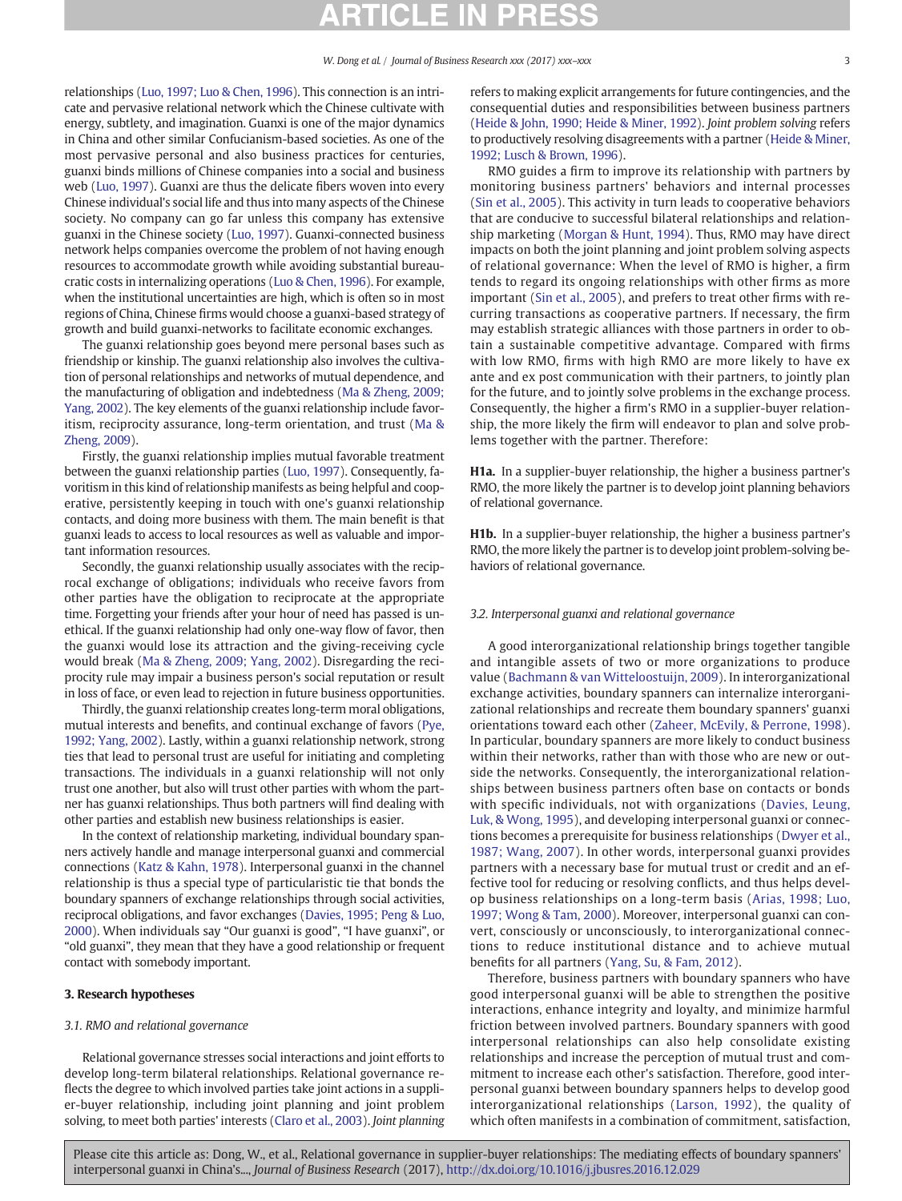relationships (Luo, 1997; Luo & Chen, 1996). This connection is an intricate and pervasive relational network which the Chinese cultivate with energy, subtlety, and imagination. Guanxi is one of the major dynamics in China and other similar Confucianism-based societies. As one of the most pervasive personal and also business practices for centuries, guanxi binds millions of Chinese companies into a social and business web (Luo, 1997). Guanxi are thus the delicate fibers woven into every Chinese individual's social life and thus into many aspects of the Chinese society. No company can go far unless this company has extensive guanxi in the Chinese society (Luo, 1997). Guanxi-connected business network helps companies overcome the problem of not having enough resources to accommodate growth while avoiding substantial bureaucratic costs in internalizing operations (Luo & Chen, 1996). For example, when the institutional uncertainties are high, which is often so in most regions of China, Chinese firms would choose a guanxi-based strategy of growth and build guanxi-networks to facilitate economic exchanges.

The guanxi relationship goes beyond mere personal bases such as friendship or kinship. The guanxi relationship also involves the cultivation of personal relationships and networks of mutual dependence, and the manufacturing of obligation and indebtedness (Ma & Zheng, 2009; Yang, 2002). The key elements of the guanxi relationship include favoritism, reciprocity assurance, long-term orientation, and trust (Ma & Zheng, 2009).

Firstly, the guanxi relationship implies mutual favorable treatment between the guanxi relationship parties (Luo, 1997). Consequently, favoritism in this kind of relationship manifests as being helpful and cooperative, persistently keeping in touch with one's guanxi relationship contacts, and doing more business with them. The main benefit is that guanxi leads to access to local resources as well as valuable and important information resources.

Secondly, the guanxi relationship usually associates with the reciprocal exchange of obligations; individuals who receive favors from other parties have the obligation to reciprocate at the appropriate time. Forgetting your friends after your hour of need has passed is unethical. If the guanxi relationship had only one-way flow of favor, then the guanxi would lose its attraction and the giving-receiving cycle would break (Ma & Zheng, 2009; Yang, 2002). Disregarding the reciprocity rule may impair a business person's social reputation or result in loss of face, or even lead to rejection in future business opportunities.

Thirdly, the guanxi relationship creates long-term moral obligations, mutual interests and benefits, and continual exchange of favors (Pye, 1992; Yang, 2002). Lastly, within a guanxi relationship network, strong ties that lead to personal trust are useful for initiating and completing transactions. The individuals in a guanxi relationship will not only trust one another, but also will trust other parties with whom the partner has guanxi relationships. Thus both partners will find dealing with other parties and establish new business relationships is easier.

In the context of relationship marketing, individual boundary spanners actively handle and manage interpersonal guanxi and commercial connections (Katz & Kahn, 1978). Interpersonal guanxi in the channel relationship is thus a special type of particularistic tie that bonds the boundary spanners of exchange relationships through social activities, reciprocal obligations, and favor exchanges (Davies, 1995; Peng & Luo, 2000). When individuals say "Our guanxi is good", "I have guanxi", or "old guanxi", they mean that they have a good relationship or frequent contact with somebody important.

## 3. Research hypotheses

### 3.1. RMO and relational governance

Relational governance stresses social interactions and joint efforts to develop long-term bilateral relationships. Relational governance reflects the degree to which involved parties take joint actions in a supplier-buyer relationship, including joint planning and joint problem solving, to meet both parties' interests (Claro et al., 2003). *Joint planning* refers to making explicit arrangements for future contingencies, and the consequential duties and responsibilities between business partners (Heide & John, 1990; Heide & Miner, 1992). *Joint problem solving* refers to productively resolving disagreements with a partner (Heide & Miner, 1992; Lusch & Brown, 1996).

RMO guides a firm to improve its relationship with partners by monitoring business partners' behaviors and internal processes (Sin et al., 2005). This activity in turn leads to cooperative behaviors that are conducive to successful bilateral relationships and relationship marketing (Morgan & Hunt, 1994). Thus, RMO may have direct impacts on both the joint planning and joint problem solving aspects of relational governance: When the level of RMO is higher, a firm tends to regard its ongoing relationships with other firms as more important (Sin et al., 2005), and prefers to treat other firms with recurring transactions as cooperative partners. If necessary, the firm may establish strategic alliances with those partners in order to obtain a sustainable competitive advantage. Compared with firms with low RMO, firms with high RMO are more likely to have ex ante and ex post communication with their partners, to jointly plan for the future, and to jointly solve problems in the exchange process. Consequently, the higher a firm's RMO in a supplier-buyer relationship, the more likely the firm will endeavor to plan and solve problems together with the partner. Therefore:

**H1a.** In a supplier-buyer relationship, the higher a business partner's RMO, the more likely the partner is to develop joint planning behaviors of relational governance.

**H1b.** In a supplier-buyer relationship, the higher a business partner's RMO, the more likely the partner is to develop joint problem-solving behaviors of relational governance.

### 3.2. Interpersonal guanxi and relational governance

A good interorganizational relationship brings together tangible and intangible assets of two or more organizations to produce value (Bachmann & van Witteloostuijn, 2009). In interorganizational exchange activities, boundary spanners can internalize interorganizational relationships and recreate them boundary spanners' guanxi orientations toward each other (Zaheer, McEvily, & Perrone, 1998). In particular, boundary spanners are more likely to conduct business within their networks, rather than with those who are new or outside the networks. Consequently, the interorganizational relationships between business partners often base on contacts or bonds with specific individuals, not with organizations (Davies, Leung, Luk, & Wong, 1995), and developing interpersonal guanxi or connections becomes a prerequisite for business relationships (Dwyer et al., 1987; Wang, 2007). In other words, interpersonal guanxi provides partners with a necessary base for mutual trust or credit and an effective tool for reducing or resolving conflicts, and thus helps develop business relationships on a long-term basis (Arias, 1998; Luo, 1997; Wong & Tam, 2000). Moreover, interpersonal guanxi can convert, consciously or unconsciously, to interorganizational connections to reduce institutional distance and to achieve mutual benefits for all partners (Yang, Su, & Fam, 2012).

Therefore, business partners with boundary spanners who have good interpersonal guanxi will be able to strengthen the positive interactions, enhance integrity and loyalty, and minimize harmful friction between involved partners. Boundary spanners with good interpersonal relationships can also help consolidate existing relationships and increase the perception of mutual trust and commitment to increase each other's satisfaction. Therefore, good interpersonal guanxi between boundary spanners helps to develop good interorganizational relationships (Larson, 1992), the quality of which often manifests in a combination of commitment, satisfaction,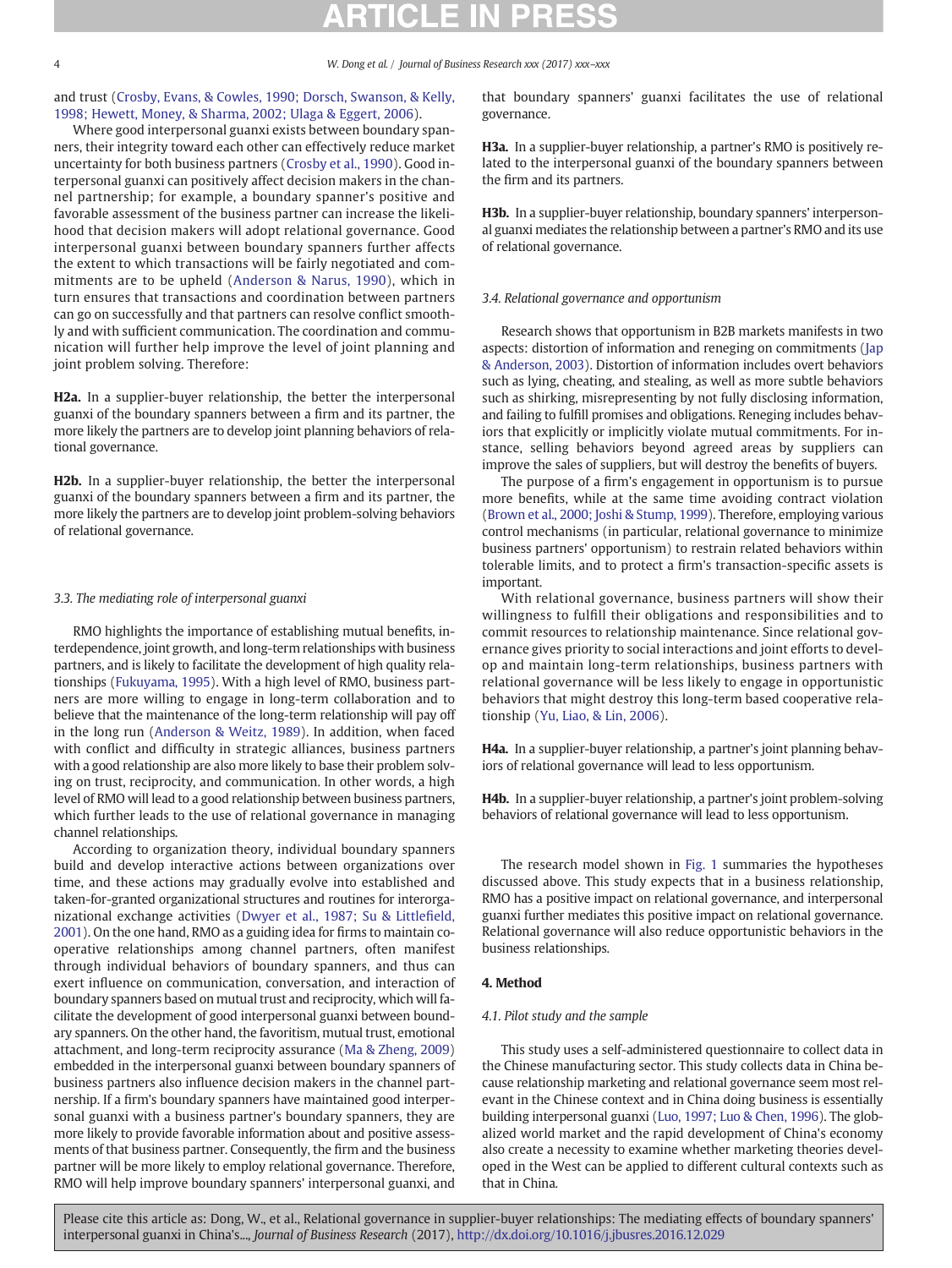and trust (Crosby, Evans, & Cowles, 1990; Dorsch, Swanson, & Kelly, 1998; Hewett, Money, & Sharma, 2002; Ulaga & Eggert, 2006).

Where good interpersonal guanxi exists between boundary spanners, their integrity toward each other can effectively reduce market uncertainty for both business partners (Crosby et al., 1990). Good interpersonal guanxi can positively affect decision makers in the channel partnership; for example, a boundary spanner's positive and favorable assessment of the business partner can increase the likelihood that decision makers will adopt relational governance. Good interpersonal guanxi between boundary spanners further affects the extent to which transactions will be fairly negotiated and commitments are to be upheld (Anderson & Narus, 1990), which in turn ensures that transactions and coordination between partners can go on successfully and that partners can resolve conflict smoothly and with sufficient communication. The coordination and communication will further help improve the level of joint planning and joint problem solving. Therefore:

**H2a.** In a supplier-buyer relationship, the better the interpersonal guanxi of the boundary spanners between a firm and its partner, the more likely the partners are to develop joint planning behaviors of relational governance.

**H2b.** In a supplier-buyer relationship, the better the interpersonal guanxi of the boundary spanners between a firm and its partner, the more likely the partners are to develop joint problem-solving behaviors of relational governance.

### 3.3. The mediating role of interpersonal guanxi

RMO highlights the importance of establishing mutual benefits, interdependence, joint growth, and long-term relationships with business partners, and is likely to facilitate the development of high quality relationships (Fukuyama, 1995). With a high level of RMO, business partners are more willing to engage in long-term collaboration and to believe that the maintenance of the long-term relationship will pay off in the long run (Anderson & Weitz, 1989). In addition, when faced with conflict and difficulty in strategic alliances, business partners with a good relationship are also more likely to base their problem solving on trust, reciprocity, and communication. In other words, a high level of RMO will lead to a good relationship between business partners, which further leads to the use of relational governance in managing channel relationships.

According to organization theory, individual boundary spanners build and develop interactive actions between organizations over time, and these actions may gradually evolve into established and taken-for-granted organizational structures and routines for interorganizational exchange activities (Dwyer et al., 1987; Su & Littlefield, 2001). On the one hand, RMO as a guiding idea for firms to maintain cooperative relationships among channel partners, often manifest through individual behaviors of boundary spanners, and thus can exert influence on communication, conversation, and interaction of boundary spanners based on mutual trust and reciprocity, which will facilitate the development of good interpersonal guanxi between boundary spanners. On the other hand, the favoritism, mutual trust, emotional attachment, and long-term reciprocity assurance (Ma & Zheng, 2009) embedded in the interpersonal guanxi between boundary spanners of business partners also influence decision makers in the channel partnership. If a firm's boundary spanners have maintained good interpersonal guanxi with a business partner's boundary spanners, they are more likely to provide favorable information about and positive assessments of that business partner. Consequently, the firm and the business partner will be more likely to employ relational governance. Therefore, RMO will help improve boundary spanners' interpersonal guanxi, and that boundary spanners' guanxi facilitates the use of relational governance.

**H3a.** In a supplier-buyer relationship, a partner's RMO is positively related to the interpersonal guanxi of the boundary spanners between the firm and its partners.

**H3b.** In a supplier-buyer relationship, boundary spanners' interpersonal guanxi mediates the relationship between a partner's RMO and its use of relational governance.

### 3.4. Relational governance and opportunism

Research shows that opportunism in B2B markets manifests in two aspects: distortion of information and reneging on commitments (Jap & Anderson, 2003). Distortion of information includes overt behaviors such as lying, cheating, and stealing, as well as more subtle behaviors such as shirking, misrepresenting by not fully disclosing information, and failing to fulfill promises and obligations. Reneging includes behaviors that explicitly or implicitly violate mutual commitments. For instance, selling behaviors beyond agreed areas by suppliers can improve the sales of suppliers, but will destroy the benefits of buyers.

The purpose of a firm's engagement in opportunism is to pursue more benefits, while at the same time avoiding contract violation (Brown et al., 2000; Joshi & Stump, 1999). Therefore, employing various control mechanisms (in particular, relational governance to minimize business partners' opportunism) to restrain related behaviors within tolerable limits, and to protect a firm's transaction-specific assets is important.

With relational governance, business partners will show their willingness to fulfill their obligations and responsibilities and to commit resources to relationship maintenance. Since relational governance gives priority to social interactions and joint efforts to develop and maintain long-term relationships, business partners with relational governance will be less likely to engage in opportunistic behaviors that might destroy this long-term based cooperative relationship (Yu, Liao, & Lin, 2006).

**H4a.** In a supplier-buyer relationship, a partner's joint planning behaviors of relational governance will lead to less opportunism.

**H4b.** In a supplier-buyer relationship, a partner's joint problem-solving behaviors of relational governance will lead to less opportunism.

The research model shown in Fig. 1 summaries the hypotheses discussed above. This study expects that in a business relationship, RMO has a positive impact on relational governance, and interpersonal guanxi further mediates this positive impact on relational governance. Relational governance will also reduce opportunistic behaviors in the business relationships.

## 4. Method

### 4.1. Pilot study and the sample

This study uses a self-administered questionnaire to collect data in the Chinese manufacturing sector. This study collects data in China because relationship marketing and relational governance seem most relevant in the Chinese context and in China doing business is essentially building interpersonal guanxi (Luo, 1997; Luo & Chen, 1996). The globalized world market and the rapid development of China's economy also create a necessity to examine whether marketing theories developed in the West can be applied to different cultural contexts such as that in China.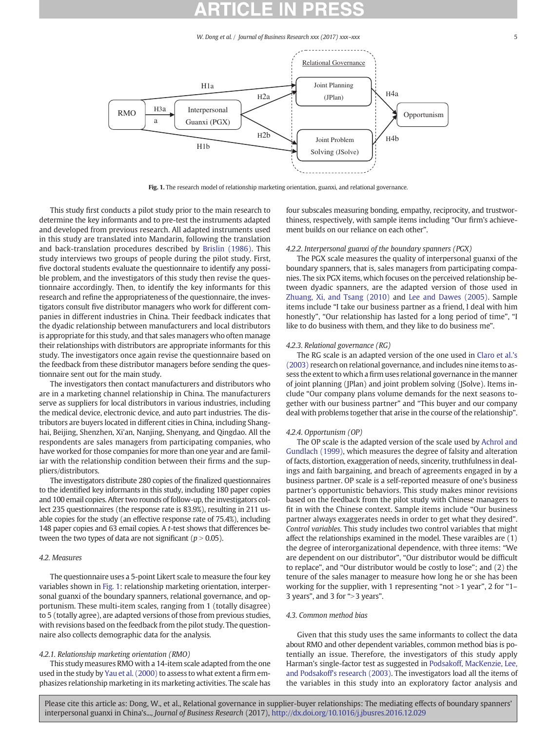Fig. 1. The research model of relationship marketing orientation, guanxi, and relational governance.

This study first conducts a pilot study prior to the main research to determine the key informants and to pre-test the instruments adapted and developed from previous research. All adapted instruments used in this study are translated into Mandarin, following the translation and back-translation procedures described by Brislin (1986). This study interviews two groups of people during the pilot study. First, five doctoral students evaluate the questionnaire to identify any possible problem, and the investigators of this study then revise the questionnaire accordingly. Then, to identify the key informants for this research and refine the appropriateness of the questionnaire, the investigators consult five distributor managers who work for different companies in different industries in China. Their feedback indicates that the dyadic relationship between manufacturers and local distributors is appropriate for this study, and that sales managers who often manage their relationships with distributors are appropriate informants for this study. The investigators once again revise the questionnaire based on the feedback from these distributor managers before sending the questionnaire sent out for the main study.

The investigators then contact manufacturers and distributors who are in a marketing channel relationship in China. The manufacturers serve as suppliers for local distributors in various industries, including the medical device, electronic device, and auto part industries. The distributors are buyers located in different cities in China, including Shanghai, Beijing, Shenzhen, Xi'an, Nanjing, Shenyang, and Qingdao. All the respondents are sales managers from participating companies, who have worked for those companies for more than one year and are familiar with the relationship condition between their firms and the suppliers/distributors.

The investigators distribute 280 copies of the finalized questionnaires to the identified key informants in this study, including 180 paper copies and 100 email copies. After two rounds of follow-up, the investigators collect 235 questionnaires (the response rate is 83.9%), resulting in 211 usable copies for the study (an effective response rate of 75.4%), including 148 paper copies and 63 email copies. A *t*-test shows that differences between the two types of data are not significant ($p > 0.05$).

## 4.2. Measures

The questionnaire uses a 5-point Likert scale to measure the four key variables shown in Fig. 1: relationship marketing orientation, interpersonal guanxi of the boundary spanners, relational governance, and opportunism. These multi-item scales, ranging from 1 (totally disagree) to 5 (totally agree), are adapted versions of those from previous studies, with revisions based on the feedback from the pilot study. The questionnaire also collects demographic data for the analysis.

### 4.2.1. Relationship marketing orientation (RMO)

This study measures RMO with a 14-item scale adapted from the one used in the study by Yau et al. (2000) to assess to what extent a firm emphasizes relationship marketing in its marketing activities. The scale has four subscales measuring bonding, empathy, reciprocity, and trustworthiness, respectively, with sample items including "Our firm's achievement builds on our reliance on each other".

### 4.2.2. Interpersonal guanxi of the boundary spanners (PGX)

The PGX scale measures the quality of interpersonal guanxi of the boundary spanners, that is, sales managers from participating companies. The six PGX items, which focuses on the perceived relationship between dyadic spanners, are the adapted version of those used in Zhuang, Xi, and Tsang (2010) and Lee and Dawes (2005). Sample items include "I take our business partner as a friend, I deal with him honestly", "Our relationship has lasted for a long period of time", "I like to do business with them, and they like to do business me".

### 4.2.3. Relational governance (RG)

The RG scale is an adapted version of the one used in Claro et al.'s (2003) research on relational governance, and includes nine items to assess the extent to which a firm uses relational governance in the manner of joint planning (JPlan) and joint problem solving (JSolve). Items include "Our company plans volume demands for the next seasons together with our business partner" and "This buyer and our company deal with problems together that arise in the course of the relationship".

### 4.2.4. Opportunism (OP)

The OP scale is the adapted version of the scale used by Achrol and Gundlach (1999), which measures the degree of falsity and alteration of facts, distortion, exaggeration of needs, sincerity, truthfulness in dealings and faith bargaining, and breach of agreements engaged in by a business partner. OP scale is a self-reported measure of one's business partner's opportunistic behaviors. This study makes minor revisions based on the feedback from the pilot study with Chinese managers to fit in with the Chinese context. Sample items include "Our business partner always exaggerates needs in order to get what they desired". *Control variables.* This study includes two control variables that might affect the relationships examined in the model. These variables are (1) the degree of interorganizational dependence, with three items: "We are dependent on our distributor", "Our distributor would be difficult to replace", and "Our distributor would be costly to lose"; and (2) the tenure of the sales manager to measure how long he or she has been working for the supplier, with 1 representing "not >1 year", 2 for "1–3 years", and 3 for ">3 years".

## 4.3. Common method bias

Given that this study uses the same informants to collect the data about RMO and other dependent variables, common method bias is potentially an issue. Therefore, the investigators of this study apply Harman's single-factor test as suggested in Podsakoff, MacKenzie, Lee, and Podsakoff's research (2003). The investigators load all the items of the variables in this study into an exploratory factor analysis and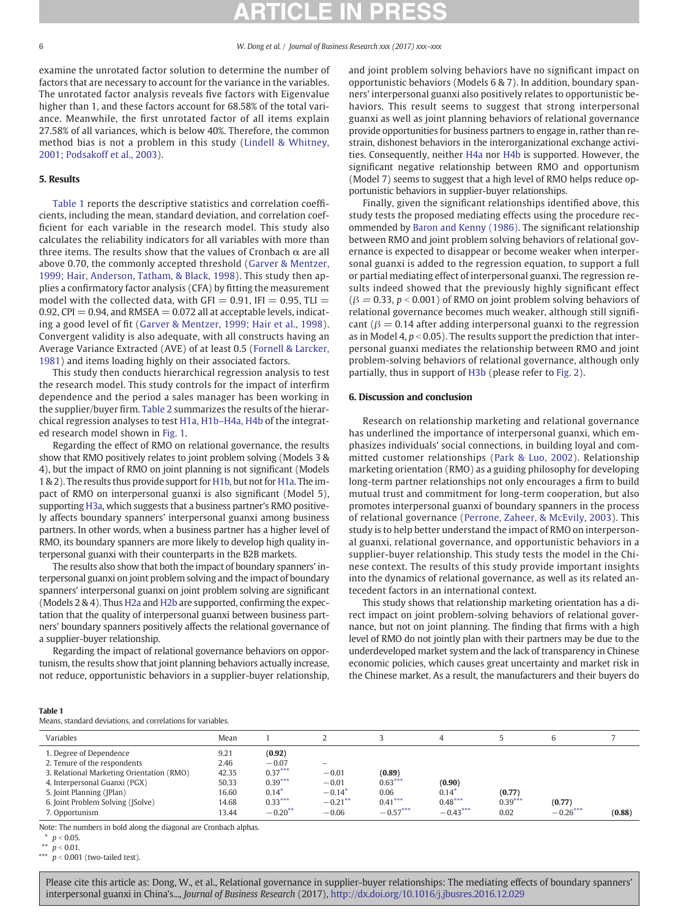examine the unrotated factor solution to determine the number of factors that are necessary to account for the variance in the variables. The unrotated factor analysis reveals five factors with Eigenvalue higher than 1, and these factors account for 68.58% of the total variance. Meanwhile, the first unrotated factor of all items explain 27.58% of all variances, which is below 40%. Therefore, the common method bias is not a problem in this study (Lindell & Whitney, 2001; Podsakoff et al., 2003).

## 5. Results

Table 1 reports the descriptive statistics and correlation coefficients, including the mean, standard deviation, and correlation coefficient for each variable in the research model. This study also calculates the reliability indicators for all variables with more than three items. The results show that the values of Cronbach α are all above 0.70, the commonly accepted threshold (Garver & Mentzer, 1999; Hair, Anderson, Tatham, & Black, 1998). This study then applies a confirmatory factor analysis (CFA) by fitting the measurement model with the collected data, with GFI = 0.91, IFI = 0.95, TLI = 0.92, CPI = 0.94, and RMSEA = 0.072 all at acceptable levels, indicating a good level of fit (Garver & Mentzer, 1999; Hair et al., 1998). Convergent validity is also adequate, with all constructs having an Average Variance Extracted (AVE) of at least 0.5 (Fornell & Larcker, 1981) and items loading highly on their associated factors.

This study then conducts hierarchical regression analysis to test the research model. This study controls for the impact of interfirm dependence and the period a sales manager has been working in the supplier/buyer firm. Table 2 summarizes the results of the hierarchical regression analyses to test H1a, H1b–H4a, H4b of the integrated research model shown in Fig. 1.

Regarding the effect of RMO on relational governance, the results show that RMO positively relates to joint problem solving (Models 3 & 4), but the impact of RMO on joint planning is not significant (Models 1 & 2). The results thus provide support for H1b, but not for H1a. The impact of RMO on interpersonal guanxi is also significant (Model 5), supporting H3a, which suggests that a business partner's RMO positively affects boundary spanners' interpersonal guanxi among business partners. In other words, when a business partner has a higher level of RMO, its boundary spanners are more likely to develop high quality interpersonal guanxi with their counterparts in the B2B markets.

The results also show that both the impact of boundary spanners' interpersonal guanxi on joint problem solving and the impact of boundary spanners' interpersonal guanxi on joint problem solving are significant (Models 2 & 4). Thus H2a and H2b are supported, confirming the expectation that the quality of interpersonal guanxi between business partners' boundary spanners positively affects the relational governance of a supplier-buyer relationship.

Regarding the impact of relational governance behaviors on opportunism, the results show that joint planning behaviors actually increase, not reduce, opportunistic behaviors in a supplier-buyer relationship, and joint problem solving behaviors have no significant impact on opportunistic behaviors (Models 6 & 7). In addition, boundary spanners' interpersonal guanxi also positively relates to opportunistic behaviors. This result seems to suggest that strong interpersonal guanxi as well as joint planning behaviors of relational governance provide opportunities for business partners to engage in, rather than restrain, dishonest behaviors in the interorganizational exchange activities. Consequently, neither H4a nor H4b is supported. However, the significant negative relationship between RMO and opportunism (Model 7) seems to suggest that a high level of RMO helps reduce opportunistic behaviors in supplier-buyer relationships.

Finally, given the significant relationships identified above, this study tests the proposed mediating effects using the procedure recommended by Baron and Kenny (1986). The significant relationship between RMO and joint problem solving behaviors of relational governance is expected to disappear or become weaker when interpersonal guanxi is added to the regression equation, to support a full or partial mediating effect of interpersonal guanxi. The regression results indeed showed that the previously highly significant effect ($\beta = 0.33$, $p < 0.001$) of RMO on joint problem solving behaviors of relational governance becomes much weaker, although still significant ($\beta = 0.14$ after adding interpersonal guanxi to the regression as in Model 4, $p < 0.05$). The results support the prediction that interpersonal guanxi mediates the relationship between RMO and joint problem-solving behaviors of relational governance, although only partially, thus in support of H3b (please refer to Fig. 2).

## 6. Discussion and conclusion

Research on relationship marketing and relational governance has underlined the importance of interpersonal guanxi, which emphasizes individuals' social connections, in building loyal and committed customer relationships (Park & Luo, 2002). Relationship marketing orientation (RMO) as a guiding philosophy for developing long-term partner relationships not only encourages a firm to build mutual trust and commitment for long-term cooperation, but also promotes interpersonal guanxi of boundary spanners in the process of relational governance (Perrone, Zaheer, & McEvily, 2003). This study is to help better understand the impact of RMO on interpersonal guanxi, relational governance, and opportunistic behaviors in a supplier-buyer relationship. This study tests the model in the Chinese context. The results of this study provide important insights into the dynamics of relational governance, as well as its related antecedent factors in an international context.

This study shows that relationship marketing orientation has a direct impact on joint problem-solving behaviors of relational governance, but not on joint planning. The finding that firms with a high level of RMO do not jointly plan with their partners may be due to the underdeveloped market system and the lack of transparency in Chinese economic policies, which causes great uncertainty and market risk in the Chinese market. As a result, the manufacturers and their buyers do

**Table 1**
Means, standard deviations, and correlations for variables.

| Variables | Mean | 1 | 2 | 3 | 4 | 5 | 6 | 7 |
|---|---|---|---|---|---|---|---|---|
| 1. Degree of Dependence | 9.21 | **(0.92)** | | | | | | |
| 2. Tenure of the respondents | 2.46 | −0.07 | – | | | | | |
| 3. Relational Marketing Orientation (RMO) | 42.35 | 0.37*** | −0.01 | **(0.89)** | | | | |
| 4. Interpersonal Guanxi (PGX) | 50.33 | 0.39*** | −0.01 | 0.63*** | **(0.90)** | | | |
| 5. Joint Planning (JPlan) | 16.60 | 0.14* | −0.14* | 0.06 | 0.14* | **(0.77)** | | |
| 6. Joint Problem Solving (JSolve) | 14.68 | 0.33*** | −0.21** | 0.41*** | 0.48*** | 0.39*** | **(0.77)** | |
| 7. Opportunism | 13.44 | −0.20** | −0.06 | −0.57*** | −0.43*** | 0.02 | −0.26*** | **(0.88)** |

Note: The numbers in bold along the diagonal are Cronbach alphas.
* $p < 0.05$.
** $p < 0.01$.
*** $p < 0.001$ (two-tailed test).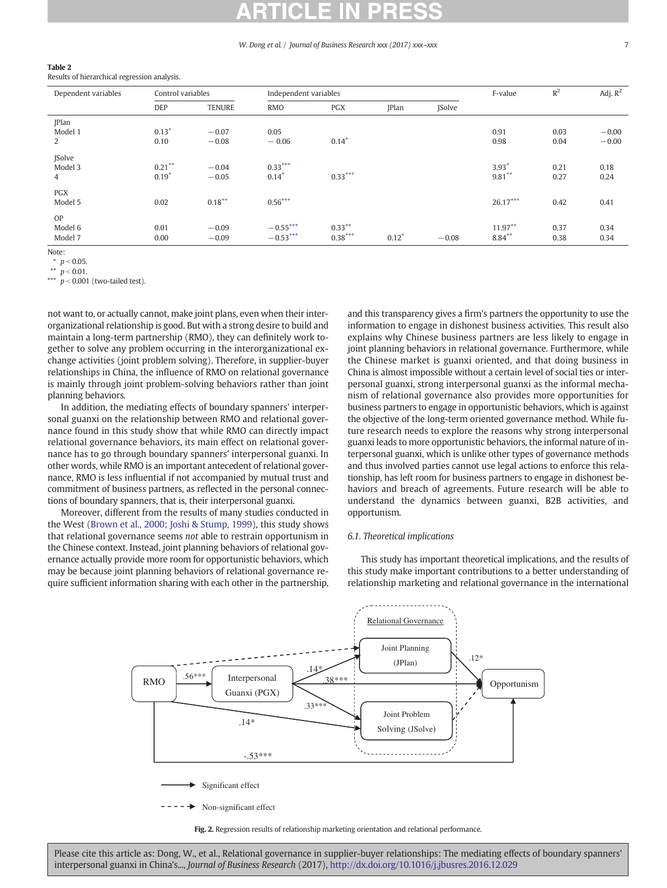**Table 2**
Results of hierarchical regression analysis.

| Dependent variables | Control variables | | Independent variables | | | | F-value | $R^2$ | Adj. $R^2$ |
|---|---|---|---|---|---|---|---|---|---|
| | DEP | TENURE | RMO | PGX | JPlan | JSolve | | | |
| JPlan | | | | | | | | | |
| Model 1 | 0.13* | −0.07 | 0.05 | | | | 0.91 | 0.03 | −0.00 |
| 2 | 0.10 | −0.08 | − 0.06 | 0.14* | | | 0.98 | 0.04 | −0.00 |
| JSolve | | | | | | | | | |
| Model 3 | 0.21** | −0.04 | 0.33*** | | | | 3.93* | 0.21 | 0.18 |
| 4 | 0.19* | −0.05 | 0.14* | 0.33*** | | | 9.81** | 0.27 | 0.24 |
| PGX | | | | | | | | | |
| Model 5 | 0.02 | 0.18** | 0.56*** | | | | 26.17*** | 0.42 | 0.41 |
| OP | | | | | | | | | |
| Model 6 | 0.01 | −0.09 | −0.55*** | 0.33** | | | 11.97** | 0.37 | 0.34 |
| Model 7 | 0.00 | −0.09 | −0.53*** | 0.38*** | 0.12* | −0.08 | 8.84** | 0.38 | 0.34 |

Note:
* $p < 0.05$.
** $p < 0.01$.
*** $p < 0.001$ (two-tailed test).

not want to, or actually cannot, make joint plans, even when their interorganizational relationship is good. But with a strong desire to build and maintain a long-term partnership (RMO), they can definitely work together to solve any problem occurring in the interorganizational exchange activities (joint problem solving). Therefore, in supplier-buyer relationships in China, the influence of RMO on relational governance is mainly through joint problem-solving behaviors rather than joint planning behaviors.

In addition, the mediating effects of boundary spanners' interpersonal guanxi on the relationship between RMO and relational governance found in this study show that while RMO can directly impact relational governance behaviors, its main effect on relational governance has to go through boundary spanners' interpersonal guanxi. In other words, while RMO is an important antecedent of relational governance, RMO is less influential if not accompanied by mutual trust and commitment of business partners, as reflected in the personal connections of boundary spanners, that is, their interpersonal guanxi.

Moreover, different from the results of many studies conducted in the West (Brown et al., 2000; Joshi & Stump, 1999), this study shows that relational governance seems *not* able to restrain opportunism in the Chinese context. Instead, joint planning behaviors of relational governance actually provide more room for opportunistic behaviors, which may be because joint planning behaviors of relational governance require sufficient information sharing with each other in the partnership, and this transparency gives a firm's partners the opportunity to use the information to engage in dishonest business activities. This result also explains why Chinese business partners are less likely to engage in joint planning behaviors in relational governance. Furthermore, while the Chinese market is guanxi oriented, and that doing business in China is almost impossible without a certain level of social ties or interpersonal guanxi, strong interpersonal guanxi as the informal mechanism of relational governance also provides more opportunities for business partners to engage in opportunistic behaviors, which is against the objective of the long-term oriented governance method. While future research needs to explore the reasons why strong interpersonal guanxi leads to more opportunistic behaviors, the informal nature of interpersonal guanxi, which is unlike other types of governance methods and thus involved parties cannot use legal actions to enforce this relationship, has left room for business partners to engage in dishonest behaviors and breach of agreements. Future research will be able to understand the dynamics between guanxi, B2B activities, and opportunism.

### 6.1. Theoretical implications

This study has important theoretical implications, and the results of this study make important contributions to a better understanding of relationship marketing and relational governance in the international

**Fig. 2.** Regression results of relationship marketing orientation and relational performance.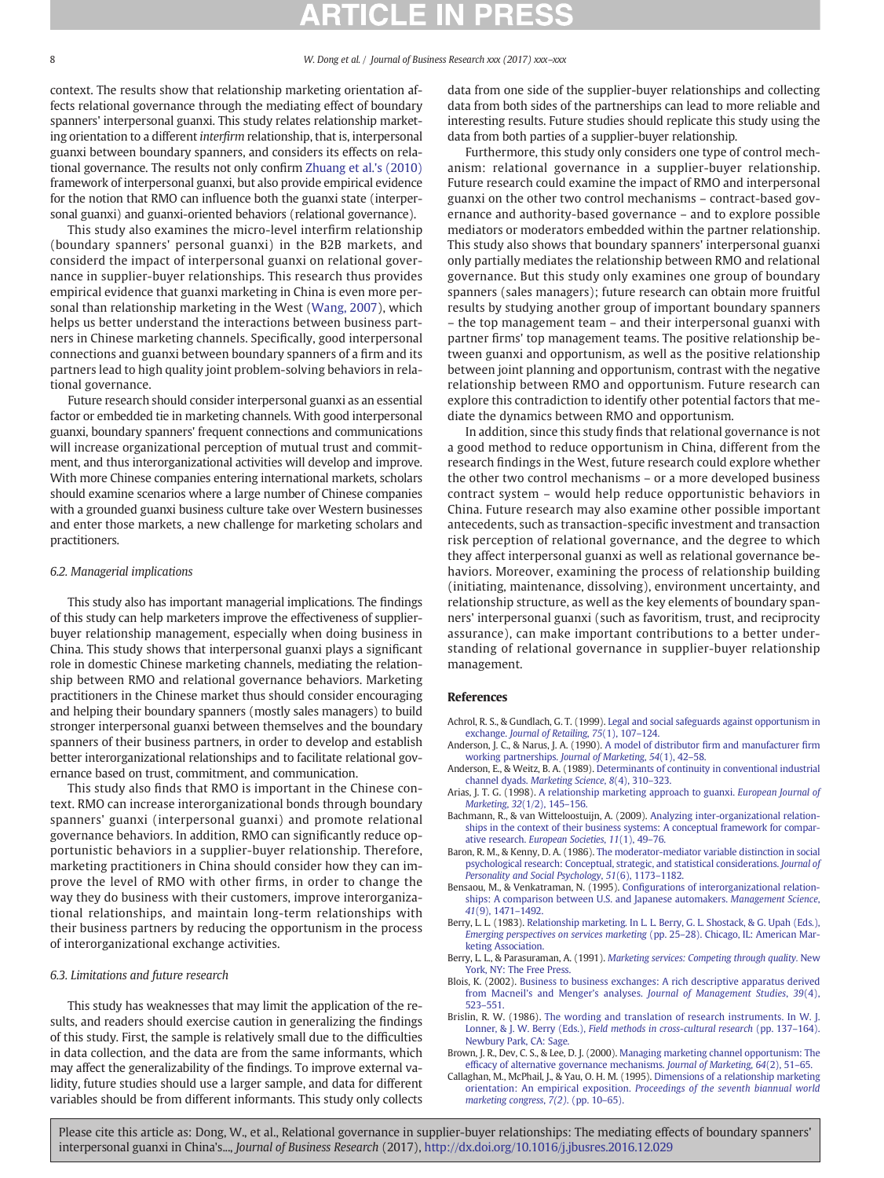context. The results show that relationship marketing orientation affects relational governance through the mediating effect of boundary spanners' interpersonal guanxi. This study relates relationship marketing orientation to a different *interfirm* relationship, that is, interpersonal guanxi between boundary spanners, and considers its effects on relational governance. The results not only confirm Zhuang et al.'s (2010) framework of interpersonal guanxi, but also provide empirical evidence for the notion that RMO can influence both the guanxi state (interpersonal guanxi) and guanxi-oriented behaviors (relational governance).

This study also examines the micro-level interfirm relationship (boundary spanners' personal guanxi) in the B2B markets, and considerd the impact of interpersonal guanxi on relational governance in supplier-buyer relationships. This research thus provides empirical evidence that guanxi marketing in China is even more personal than relationship marketing in the West (Wang, 2007), which helps us better understand the interactions between business partners in Chinese marketing channels. Specifically, good interpersonal connections and guanxi between boundary spanners of a firm and its partners lead to high quality joint problem-solving behaviors in relational governance.

Future research should consider interpersonal guanxi as an essential factor or embedded tie in marketing channels. With good interpersonal guanxi, boundary spanners' frequent connections and communications will increase organizational perception of mutual trust and commitment, and thus interorganizational activities will develop and improve. With more Chinese companies entering international markets, scholars should examine scenarios where a large number of Chinese companies with a grounded guanxi business culture take over Western businesses and enter those markets, a new challenge for marketing scholars and practitioners.

### 6.2. Managerial implications

This study also has important managerial implications. The findings of this study can help marketers improve the effectiveness of supplier-buyer relationship management, especially when doing business in China. This study shows that interpersonal guanxi plays a significant role in domestic Chinese marketing channels, mediating the relationship between RMO and relational governance behaviors. Marketing practitioners in the Chinese market thus should consider encouraging and helping their boundary spanners (mostly sales managers) to build stronger interpersonal guanxi between themselves and the boundary spanners of their business partners, in order to develop and establish better interorganizational relationships and to facilitate relational governance based on trust, commitment, and communication.

This study also finds that RMO is important in the Chinese context. RMO can increase interorganizational bonds through boundary spanners' guanxi (interpersonal guanxi) and promote relational governance behaviors. In addition, RMO can significantly reduce opportunistic behaviors in a supplier-buyer relationship. Therefore, marketing practitioners in China should consider how they can improve the level of RMO with other firms, in order to change the way they do business with their customers, improve interorganizational relationships, and maintain long-term relationships with their business partners by reducing the opportunism in the process of interorganizational exchange activities.

### 6.3. Limitations and future research

This study has weaknesses that may limit the application of the results, and readers should exercise caution in generalizing the findings of this study. First, the sample is relatively small due to the difficulties in data collection, and the data are from the same informants, which may affect the generalizability of the findings. To improve external validity, future studies should use a larger sample, and data for different variables should be from different informants. This study only collects data from one side of the supplier-buyer relationships and collecting data from both sides of the partnerships can lead to more reliable and interesting results. Future studies should replicate this study using the data from both parties of a supplier-buyer relationship.

Furthermore, this study only considers one type of control mechanism: relational governance in a supplier-buyer relationship. Future research could examine the impact of RMO and interpersonal guanxi on the other two control mechanisms – contract-based governance and authority-based governance – and to explore possible mediators or moderators embedded within the partner relationship. This study also shows that boundary spanners' interpersonal guanxi only partially mediates the relationship between RMO and relational governance. But this study only examines one group of boundary spanners (sales managers); future research can obtain more fruitful results by studying another group of important boundary spanners – the top management team – and their interpersonal guanxi with partner firms' top management teams. The positive relationship between guanxi and opportunism, as well as the positive relationship between joint planning and opportunism, contrast with the negative relationship between RMO and opportunism. Future research can explore this contradiction to identify other potential factors that mediate the dynamics between RMO and opportunism.

In addition, since this study finds that relational governance is not a good method to reduce opportunism in China, different from the research findings in the West, future research could explore whether the other two control mechanisms – or a more developed business contract system – would help reduce opportunistic behaviors in China. Future research may also examine other possible important antecedents, such as transaction-specific investment and transaction risk perception of relational governance, and the degree to which they affect interpersonal guanxi as well as relational governance behaviors. Moreover, examining the process of relationship building (initiating, maintenance, dissolving), environment uncertainty, and relationship structure, as well as the key elements of boundary spanners' interpersonal guanxi (such as favoritism, trust, and reciprocity assurance), can make important contributions to a better understanding of relational governance in supplier-buyer relationship management.

## References

Achrol, R. S., & Gundlach, G. T. (1999). Legal and social safeguards against opportunism in exchange. *Journal of Retailing*, *75*(1), 107–124.

Anderson, J. C., & Narus, J. A. (1990). A model of distributor firm and manufacturer firm working partnerships. *Journal of Marketing*, *54*(1), 42–58.

Anderson, E., & Weitz, B. A. (1989). Determinants of continuity in conventional industrial channel dyads. *Marketing Science*, *8*(4), 310–323.

Arias, J. T. G. (1998). A relationship marketing approach to guanxi. *European Journal of Marketing*, *32*(1/2), 145–156.

Bachmann, R., & van Witteloostuijn, A. (2009). Analyzing inter-organizational relationships in the context of their business systems: A conceptual framework for comparative research. *European Societies*, *11*(1), 49–76.

Baron, R. M., & Kenny, D. A. (1986). The moderator-mediator variable distinction in social psychological research: Conceptual, strategic, and statistical considerations. *Journal of Personality and Social Psychology*, *51*(6), 1173–1182.

Bensaou, M., & Venkatraman, N. (1995). Configurations of interorganizational relationships: A comparison between U.S. and Japanese automakers. *Management Science*, *41*(9), 1471–1492.

Berry, L. L. (1983). Relationship marketing. In L. L. Berry, G. L. Shostack, & G. Upah (Eds.), *Emerging perspectives on services marketing* (pp. 25–28). Chicago, IL: American Marketing Association.

Berry, L. L., & Parasuraman, A. (1991). *Marketing services: Competing through quality*. New York, NY: The Free Press.

Blois, K. (2002). Business to business exchanges: A rich descriptive apparatus derived from Macneil's and Menger's analyses. *Journal of Management Studies*, *39*(4), 523–551.

Brislin, R. W. (1986). The wording and translation of research instruments. In W. J. Lonner, & J. W. Berry (Eds.), *Field methods in cross-cultural research* (pp. 137–164). Newbury Park, CA: Sage.

Brown, J. R., Dev, C. S., & Lee, D. J. (2000). Managing marketing channel opportunism: The efficacy of alternative governance mechanisms. *Journal of Marketing*, *64*(2), 51–65.

Callaghan, M., McPhail, J., & Yau, O. H. M. (1995). Dimensions of a relationship marketing orientation: An empirical exposition. *Proceedings of the seventh biannual world marketing congress*, *7(2)*. (pp. 10–65).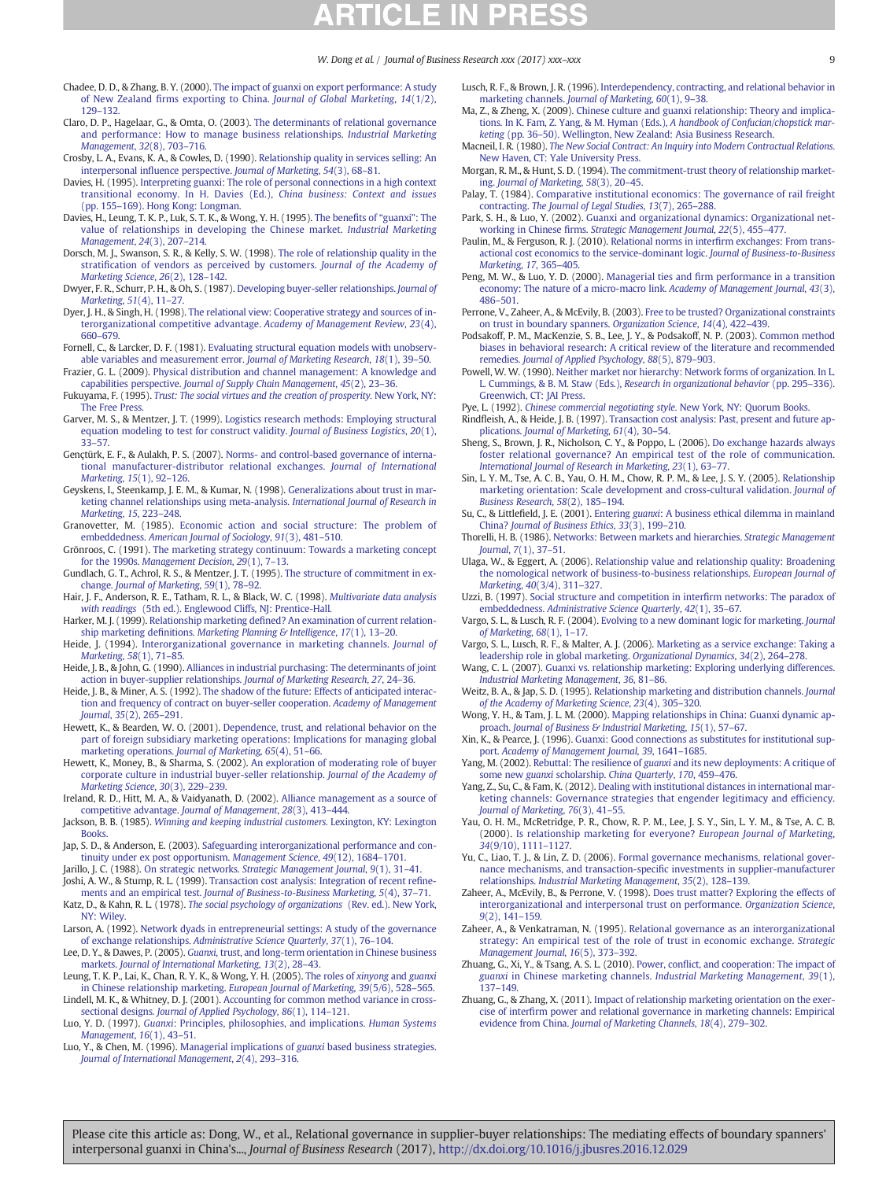Chadee, D. D., & Zhang, B. Y. (2000). The impact of guanxi on export performance: A study of New Zealand firms exporting to China. *Journal of Global Marketing*, *14*(1/2), 129–132.

Claro, D. P., Hagelaar, G., & Omta, O. (2003). The determinants of relational governance and performance: How to manage business relationships. *Industrial Marketing Management*, *32*(8), 703–716.

Crosby, L. A., Evans, K. A., & Cowles, D. (1990). Relationship quality in services selling: An interpersonal influence perspective. *Journal of Marketing*, *54*(3), 68–81.

Davies, H. (1995). Interpreting guanxi: The role of personal connections in a high context transitional economy. In H. Davies (Ed.), *China business: Context and issues* (pp. 155–169). Hong Kong: Longman.

Davies, H., Leung, T. K. P., Luk, S. T. K., & Wong, Y. H. (1995). The benefits of "guanxi": The value of relationships in developing the Chinese market. *Industrial Marketing Management*, *24*(3), 207–214.

Dorsch, M. J., Swanson, S. R., & Kelly, S. W. (1998). The role of relationship quality in the stratification of vendors as perceived by customers. *Journal of the Academy of Marketing Science*, *26*(2), 128–142.

Dwyer, F. R., Schurr, P. H., & Oh, S. (1987). Developing buyer-seller relationships. *Journal of Marketing*, *51*(4), 11–27.

Dyer, J. H., & Singh, H. (1998). The relational view: Cooperative strategy and sources of interorganizational competitive advantage. *Academy of Management Review*, *23*(4), 660–679.

Fornell, C., & Larcker, D. F. (1981). Evaluating structural equation models with unobservable variables and measurement error. *Journal of Marketing Research*, *18*(1), 39–50.

Frazier, G. L. (2009). Physical distribution and channel management: A knowledge and capabilities perspective. *Journal of Supply Chain Management*, *45*(2), 23–36.

Fukuyama, F. (1995). *Trust: The social virtues and the creation of prosperity*. New York, NY: The Free Press.

Garver, M. S., & Mentzer, J. T. (1999). Logistics research methods: Employing structural equation modeling to test for construct validity. *Journal of Business Logistics*, *20*(1), 33–57.

Gençtürk, E. F., & Aulakh, P. S. (2007). Norms- and control-based governance of international manufacturer-distributor relational exchanges. *Journal of International Marketing*, *15*(1), 92–126.

Geyskens, I., Steenkamp, J. E. M., & Kumar, N. (1998). Generalizations about trust in marketing channel relationships using meta-analysis. *International Journal of Research in Marketing*, *15*, 223–248.

Granovetter, M. (1985). Economic action and social structure: The problem of embeddedness. *American Journal of Sociology*, *91*(3), 481–510.

Grönroos, C. (1991). The marketing strategy continuum: Towards a marketing concept for the 1990s. *Management Decision*, *29*(1), 7–13.

Gundlach, G. T., Achrol, R. S., & Mentzer, J. T. (1995). The structure of commitment in exchange. *Journal of Marketing*, *59*(1), 78–92.

Hair, J. F., Anderson, R. E., Tatham, R. L., & Black, W. C. (1998). *Multivariate data analysis with readings* (5th ed.). Englewood Cliffs, NJ: Prentice-Hall.

Harker, M. J. (1999). Relationship marketing defined? An examination of current relationship marketing definitions. *Marketing Planning & Intelligence*, *17*(1), 13–20.

Heide, J. (1994). Interorganizational governance in marketing channels. *Journal of Marketing*, *58*(1), 71–85.

Heide, J. B., & John, G. (1990). Alliances in industrial purchasing: The determinants of joint action in buyer-supplier relationships. *Journal of Marketing Research*, *27*, 24–36.

Heide, J. B., & Miner, A. S. (1992). The shadow of the future: Effects of anticipated interaction and frequency of contract on buyer-seller cooperation. *Academy of Management Journal*, *35*(2), 265–291.

Hewett, K., & Bearden, W. O. (2001). Dependence, trust, and relational behavior on the part of foreign subsidiary marketing operations: Implications for managing global marketing operations. *Journal of Marketing*, *65*(4), 51–66.

Hewett, K., Money, B., & Sharma, S. (2002). An exploration of moderating role of buyer corporate culture in industrial buyer-seller relationship. *Journal of the Academy of Marketing Science*, *30*(3), 229–239.

Ireland, R. D., Hitt, M. A., & Vaidyanath, D. (2002). Alliance management as a source of competitive advantage. *Journal of Management*, *28*(3), 413–444.

Jackson, B. B. (1985). *Winning and keeping industrial customers*. Lexington, KY: Lexington Books.

Jap, S. D., & Anderson, E. (2003). Safeguarding interorganizational performance and continuity under ex post opportunism. *Management Science*, *49*(12), 1684–1701.

Jarillo, J. C. (1988). On strategic networks. *Strategic Management Journal*, *9*(1), 31–41.

Joshi, A. W., & Stump, R. L. (1999). Transaction cost analysis: Integration of recent refinements and an empirical test. *Journal of Business-to-Business Marketing*, *5*(4), 37–71.

Katz, D., & Kahn, R. L. (1978). *The social psychology of organizations* (Rev. ed.). New York, NY: Wiley.

Larson, A. (1992). Network dyads in entrepreneurial settings: A study of the governance of exchange relationships. *Administrative Science Quarterly*, *37*(1), 76–104.

Lee, D. Y., & Dawes, P. (2005). *Guanxi*, trust, and long-term orientation in Chinese business markets. *Journal of International Marketing*, *13*(2), 28–43.

Leung, T. K. P., Lai, K., Chan, R. Y. K., & Wong, Y. H. (2005). The roles of *xinyong* and *guanxi* in Chinese relationship marketing. *European Journal of Marketing*, *39*(5/6), 528–565.

Lindell, M. K., & Whitney, D. J. (2001). Accounting for common method variance in cross-sectional designs. *Journal of Applied Psychology*, *86*(1), 114–121.

Luo, Y. D. (1997). *Guanxi*: Principles, philosophies, and implications. *Human Systems Management*, *16*(1), 43–51.

Luo, Y., & Chen, M. (1996). Managerial implications of *guanxi* based business strategies. *Journal of International Management*, *2*(4), 293–316.

Lusch, R. F., & Brown, J. R. (1996). Interdependency, contracting, and relational behavior in marketing channels. *Journal of Marketing*, *60*(1), 9–38.

Ma, Z., & Zheng, X. (2009). Chinese culture and guanxi relationship: Theory and implications. In K. Fam, Z. Yang, & M. Hyman (Eds.), *A handbook of Confucian/chopstick marketing* (pp. 36–50). Wellington, New Zealand: Asia Business Research.

Macneil, I. R. (1980). *The New Social Contract: An Inquiry into Modern Contractual Relations*. New Haven, CT: Yale University Press.

Morgan, R. M., & Hunt, S. D. (1994). The commitment-trust theory of relationship marketing. *Journal of Marketing*, *58*(3), 20–45.

Palay, T. (1984). Comparative institutional economics: The governance of rail freight contracting. *The Journal of Legal Studies*, *13*(7), 265–288.

Park, S. H., & Luo, Y. (2002). Guanxi and organizational dynamics: Organizational networking in Chinese firms. *Strategic Management Journal*, *22*(5), 455–477.

Paulin, M., & Ferguson, R. J. (2010). Relational norms in interfirm exchanges: From transactional cost economics to the service-dominant logic. *Journal of Business-to-Business Marketing*, *17*, 365–405.

Peng, M. W., & Luo, Y. D. (2000). Managerial ties and firm performance in a transition economy: The nature of a micro-macro link. *Academy of Management Journal*, *43*(3), 486–501.

Perrone, V., Zaheer, A., & McEvily, B. (2003). Free to be trusted? Organizational constraints on trust in boundary spanners. *Organization Science*, *14*(4), 422–439.

Podsakoff, P. M., MacKenzie, S. B., Lee, J. Y., & Podsakoff, N. P. (2003). Common method biases in behavioral research: A critical review of the literature and recommended remedies. *Journal of Applied Psychology*, *88*(5), 879–903.

Powell, W. W. (1990). Neither market nor hierarchy: Network forms of organization. In L. L. Cummings, & B. M. Staw (Eds.), *Research in organizational behavior* (pp. 295–336). Greenwich, CT: JAI Press.

Pye, L. (1992). *Chinese commercial negotiating style*. New York, NY: Quorum Books.

Rindfleish, A., & Heide, J. B. (1997). Transaction cost analysis: Past, present and future applications. *Journal of Marketing*, *61*(4), 30–54.

Sheng, S., Brown, J. R., Nicholson, C. Y., & Poppo, L. (2006). Do exchange hazards always foster relational governance? An empirical test of the role of communication. *International Journal of Research in Marketing*, *23*(1), 63–77.

Sin, L. Y. M., Tse, A. C. B., Yau, O. H. M., Chow, R. P. M., & Lee, J. S. Y. (2005). Relationship marketing orientation: Scale development and cross-cultural validation. *Journal of Business Research*, *58*(2), 185–194.

Su, C., & Littlefield, J. E. (2001). Entering *guanxi*: A business ethical dilemma in mainland China? *Journal of Business Ethics*, *33*(3), 199–210.

Thorelli, H. B. (1986). Networks: Between markets and hierarchies. *Strategic Management Journal*, *7*(1), 37–51.

Ulaga, W., & Eggert, A. (2006). Relationship value and relationship quality: Broadening the nomological network of business-to-business relationships. *European Journal of Marketing*, *40*(3/4), 311–327.

Uzzi, B. (1997). Social structure and competition in interfirm networks: The paradox of embeddedness. *Administrative Science Quarterly*, *42*(1), 35–67.

Vargo, S. L., & Lusch, R. F. (2004). Evolving to a new dominant logic for marketing. *Journal of Marketing*, *68*(1), 1–17.

Vargo, S. L., Lusch, R. F., & Malter, A. J. (2006). Marketing as a service exchange: Taking a leadership role in global marketing. *Organizational Dynamics*, *34*(2), 264–278.

Wang, C. L. (2007). Guanxi vs. relationship marketing: Exploring underlying differences. *Industrial Marketing Management*, *36*, 81–86.

Weitz, B. A., & Jap, S. D. (1995). Relationship marketing and distribution channels. *Journal of the Academy of Marketing Science*, *23*(4), 305–320.

Wong, Y. H., & Tam, J. L. M. (2000). Mapping relationships in China: Guanxi dynamic approach. *Journal of Business & Industrial Marketing*, *15*(1), 57–67.

Xin, K., & Pearce, J. (1996). Guanxi: Good connections as substitutes for institutional support. *Academy of Management Journal*, *39*, 1641–1685.

Yang, M. (2002). Rebuttal: The resilience of *guanxi* and its new deployments: A critique of some new *guanxi* scholarship. *China Quarterly*, *170*, 459–476.

Yang, Z., Su, C., & Fam, K. (2012). Dealing with institutional distances in international marketing channels: Governance strategies that engender legitimacy and efficiency. *Journal of Marketing*, *76*(3), 41–55.

Yau, O. H. M., McRetridge, P. R., Chow, R. P. M., Lee, J. S. Y., Sin, L. Y. M., & Tse, A. C. B. (2000). Is relationship marketing for everyone? *European Journal of Marketing*, *34*(9/10), 1111–1127.

Yu, C., Liao, T. J., & Lin, Z. D. (2006). Formal governance mechanisms, relational governance mechanisms, and transaction-specific investments in supplier-manufacturer relationships. *Industrial Marketing Management*, *35*(2), 128–139.

Zaheer, A., McEvily, B., & Perrone, V. (1998). Does trust matter? Exploring the effects of interorganizational and interpersonal trust on performance. *Organization Science*, *9*(2), 141–159.

Zaheer, A., & Venkatraman, N. (1995). Relational governance as an interorganizational strategy: An empirical test of the role of trust in economic exchange. *Strategic Management Journal*, *16*(5), 373–392.

Zhuang, G., Xi, Y., & Tsang, A. S. L. (2010). Power, conflict, and cooperation: The impact of *guanxi* in Chinese marketing channels. *Industrial Marketing Management*, *39*(1), 137–149.

Zhuang, G., & Zhang, X. (2011). Impact of relationship marketing orientation on the exercise of interfirm power and relational governance in marketing channels: Empirical evidence from China. *Journal of Marketing Channels*, *18*(4), 279–302.